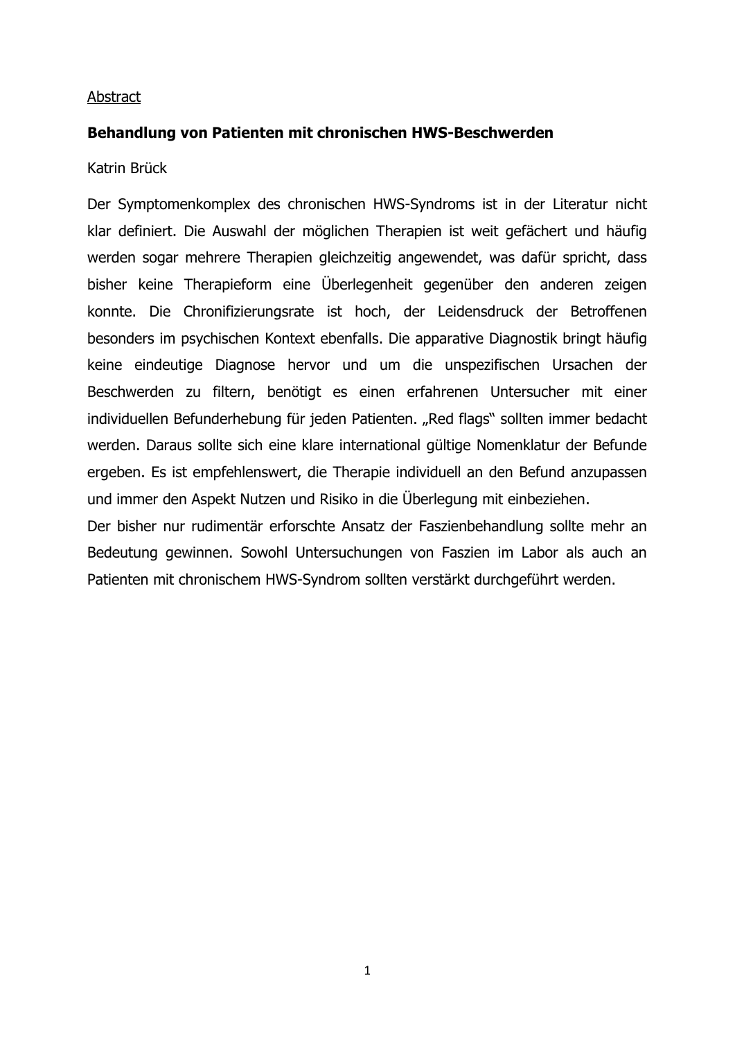Abstract

**Behandlung von Patienten mit chronischen HWS-Beschwerden**

Katrin Brück

Der Symptomenkomplex des chronischen HWS-Syndroms ist in der Literatur nicht klar definiert. Die Auswahl der möglichen Therapien ist weit gefächert und häufig werden sogar mehrere Therapien gleichzeitig angewendet, was dafür spricht, dass bisher keine Therapieform eine Überlegenheit gegenüber den anderen zeigen konnte. Die Chronifizierungsrate ist hoch, der Leidensdruck der Betroffenen besonders im psychischen Kontext ebenfalls. Die apparative Diagnostik bringt häufig keine eindeutige Diagnose hervor und um die unspezifischen Ursachen der Beschwerden zu filtern, benötigt es einen erfahrenen Untersucher mit einer individuellen Befunderhebung für jeden Patienten. „Red flags" sollten immer bedacht werden. Daraus sollte sich eine klare international gültige Nomenklatur der Befunde ergeben. Es ist empfehlenswert, die Therapie individuell an den Befund anzupassen und immer den Aspekt Nutzen und Risiko in die Überlegung mit einbeziehen.

Der bisher nur rudimentär erforschte Ansatz der Faszienbehandlung sollte mehr an Bedeutung gewinnen. Sowohl Untersuchungen von Faszien im Labor als auch an Patienten mit chronischem HWS-Syndrom sollten verstärkt durchgeführt werden.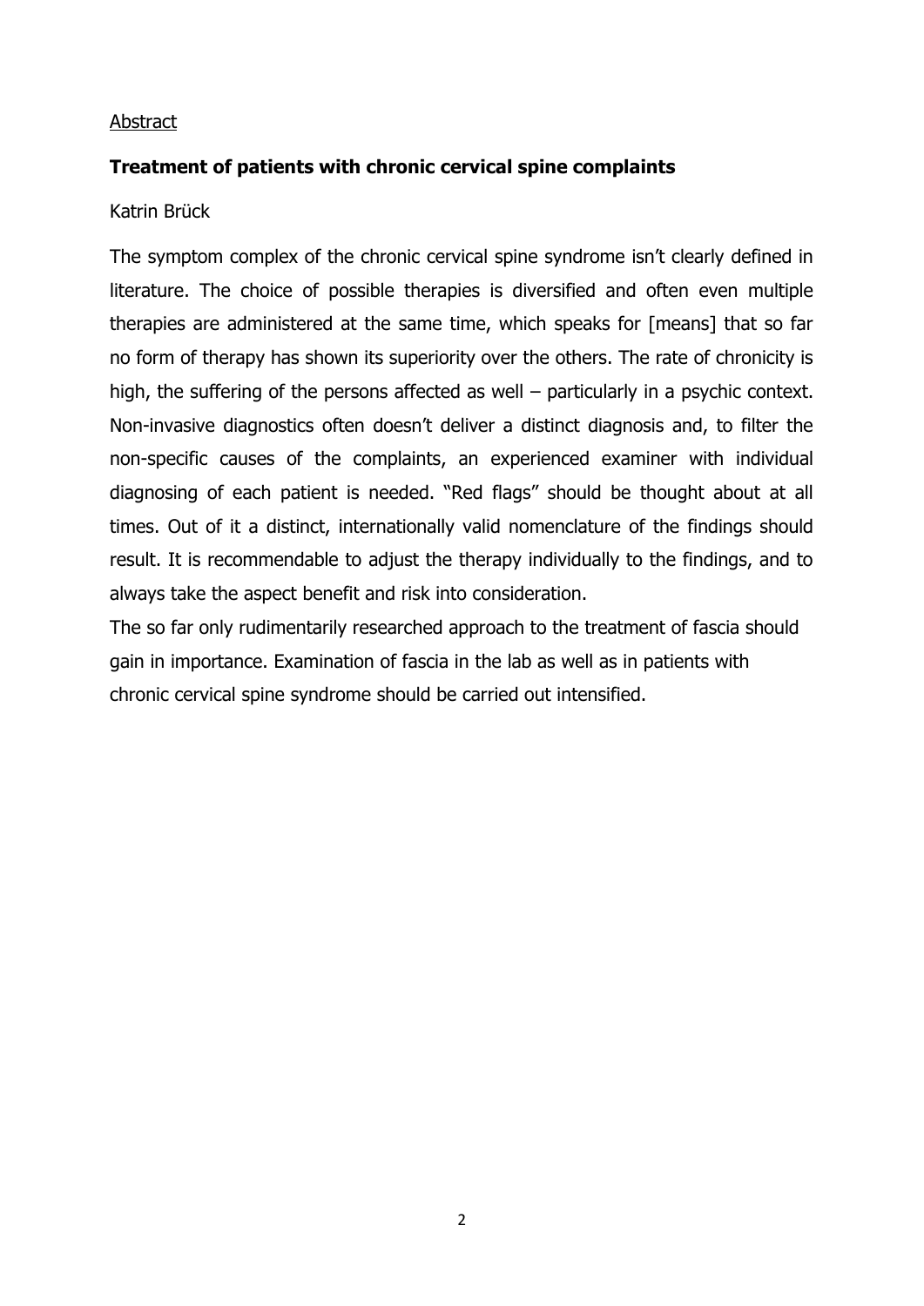Abstract

## Treatment of patients with chronic cervical spine complaints

Katrin Brück

The symptom complex of the chronic cervical spine syndrome isn't clearly defined in literature. The choice of possible therapies is diversified and often even multiple therapies are administered at the same time, which speaks for [means] that so far no form of therapy has shown its superiority over the others. The rate of chronicity is high, the suffering of the persons affected as well – particularly in a psychic context. Non-invasive diagnostics often doesn't deliver a distinct diagnosis and, to filter the non-specific causes of the complaints, an experienced examiner with individual diagnosing of each patient is needed. "Red flags" should be thought about at all times. Out of it a distinct, internationally valid nomenclature of the findings should result. It is recommendable to adjust the therapy individually to the findings, and to always take the aspect benefit and risk into consideration.

The so far only rudimentarily researched approach to the treatment of fascia should gain in importance. Examination of fascia in the lab as well as in patients with chronic cervical spine syndrome should be carried out intensified.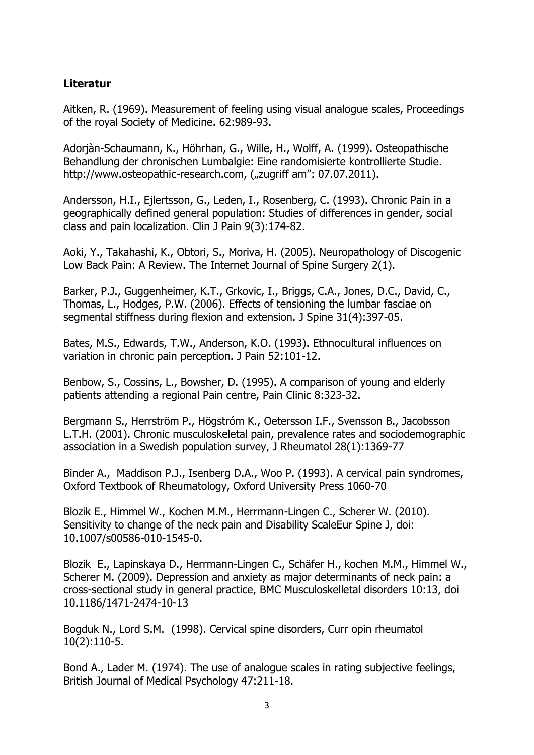**Literatur**

Aitken, R. (1969). Measurement of feeling using visual analogue scales, Proceedings of the royal Society of Medicine. 62:989-93.

Adorjàn-Schaumann, K., Höhrhan, G., Wille, H., Wolff, A. (1999). Osteopathische Behandlung der chronischen Lumbalgie: Eine randomisierte kontrollierte Studie. http://www.osteopathic-research.com, („zugriff am": 07.07.2011).

Andersson, H.I., Ejlertsson, G., Leden, I., Rosenberg, C. (1993). Chronic Pain in a geographically defined general population: Studies of differences in gender, social class and pain localization. Clin J Pain 9(3):174-82.

Aoki, Y., Takahashi, K., Obtori, S., Moriva, H. (2005). Neuropathology of Discogenic Low Back Pain: A Review. The Internet Journal of Spine Surgery 2(1).

Barker, P.J., Guggenheimer, K.T., Grkovic, I., Briggs, C.A., Jones, D.C., David, C., Thomas, L., Hodges, P.W. (2006). Effects of tensioning the lumbar fasciae on segmental stiffness during flexion and extension. J Spine 31(4):397-05.

Bates, M.S., Edwards, T.W., Anderson, K.O. (1993). Ethnocultural influences on variation in chronic pain perception. J Pain 52:101-12.

Benbow, S., Cossins, L., Bowsher, D. (1995). A comparison of young and elderly patients attending a regional Pain centre, Pain Clinic 8:323-32.

Bergmann S., Herrström P., Högström K., Oetersson I.F., Svensson B., Jacobsson L.T.H. (2001). Chronic musculoskeletal pain, prevalence rates and sociodemographic association in a Swedish population survey, J Rheumatol 28(1):1369-77

Binder A., Maddison P.J., Isenberg D.A., Woo P. (1993). A cervical pain syndromes, Oxford Textbook of Rheumatology, Oxford University Press 1060-70

Blozik E., Himmel W., Kochen M.M., Herrmann-Lingen C., Scherer W. (2010). Sensitivity to change of the neck pain and Disability ScaleEur Spine J, doi: 10.1007/s00586-010-1545-0.

Blozik E., Lapinskaya D., Herrmann-Lingen C., Schäfer H., kochen M.M., Himmel W., Scherer M. (2009). Depression and anxiety as major determinants of neck pain: a cross-sectional study in general practice, BMC Musculoskelletal disorders 10:13, doi 10.1186/1471-2474-10-13

Bogduk N., Lord S.M. (1998). Cervical spine disorders, Curr opin rheumatol 10(2):110-5.

Bond A., Lader M. (1974). The use of analogue scales in rating subjective feelings, British Journal of Medical Psychology 47:211-18.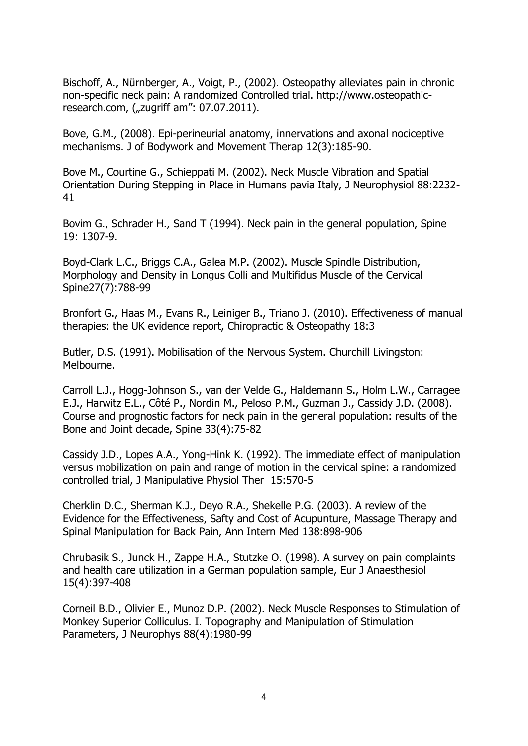Bischoff, A., Nürnberger, A., Voigt, P., (2002). Osteopathy alleviates pain in chronic non-specific neck pain: A randomized Controlled trial. http://www.osteopathic-research.com, („zugriff am": 07.07.2011).

Bove, G.M., (2008). Epi-perineurial anatomy, innervations and axonal nociceptive mechanisms. J of Bodywork and Movement Therap 12(3):185-90.

Bove M., Courtine G., Schieppati M. (2002). Neck Muscle Vibration and Spatial Orientation During Stepping in Place in Humans pavia Italy, J Neurophysiol 88:2232-41

Bovim G., Schrader H., Sand T (1994). Neck pain in the general population, Spine 19: 1307-9.

Boyd-Clark L.C., Briggs C.A., Galea M.P. (2002). Muscle Spindle Distribution, Morphology and Density in Longus Colli and Multifidus Muscle of the Cervical Spine27(7):788-99

Bronfort G., Haas M., Evans R., Leiniger B., Triano J. (2010). Effectiveness of manual therapies: the UK evidence report, Chiropractic & Osteopathy 18:3

Butler, D.S. (1991). Mobilisation of the Nervous System. Churchill Livingston: Melbourne.

Carroll L.J., Hogg-Johnson S., van der Velde G., Haldemann S., Holm L.W., Carragee E.J., Harwitz E.L., Côté P., Nordin M., Peloso P.M., Guzman J., Cassidy J.D. (2008). Course and prognostic factors for neck pain in the general population: results of the Bone and Joint decade, Spine 33(4):75-82

Cassidy J.D., Lopes A.A., Yong-Hink K. (1992). The immediate effect of manipulation versus mobilization on pain and range of motion in the cervical spine: a randomized controlled trial, J Manipulative Physiol Ther 15:570-5

Cherklin D.C., Sherman K.J., Deyo R.A., Shekelle P.G. (2003). A review of the Evidence for the Effectiveness, Safty and Cost of Acupunture, Massage Therapy and Spinal Manipulation for Back Pain, Ann Intern Med 138:898-906

Chrubasik S., Junck H., Zappe H.A., Stutzke O. (1998). A survey on pain complaints and health care utilization in a German population sample, Eur J Anaesthesiol 15(4):397-408

Corneil B.D., Olivier E., Munoz D.P. (2002). Neck Muscle Responses to Stimulation of Monkey Superior Colliculus. I. Topography and Manipulation of Stimulation Parameters, J Neurophys 88(4):1980-99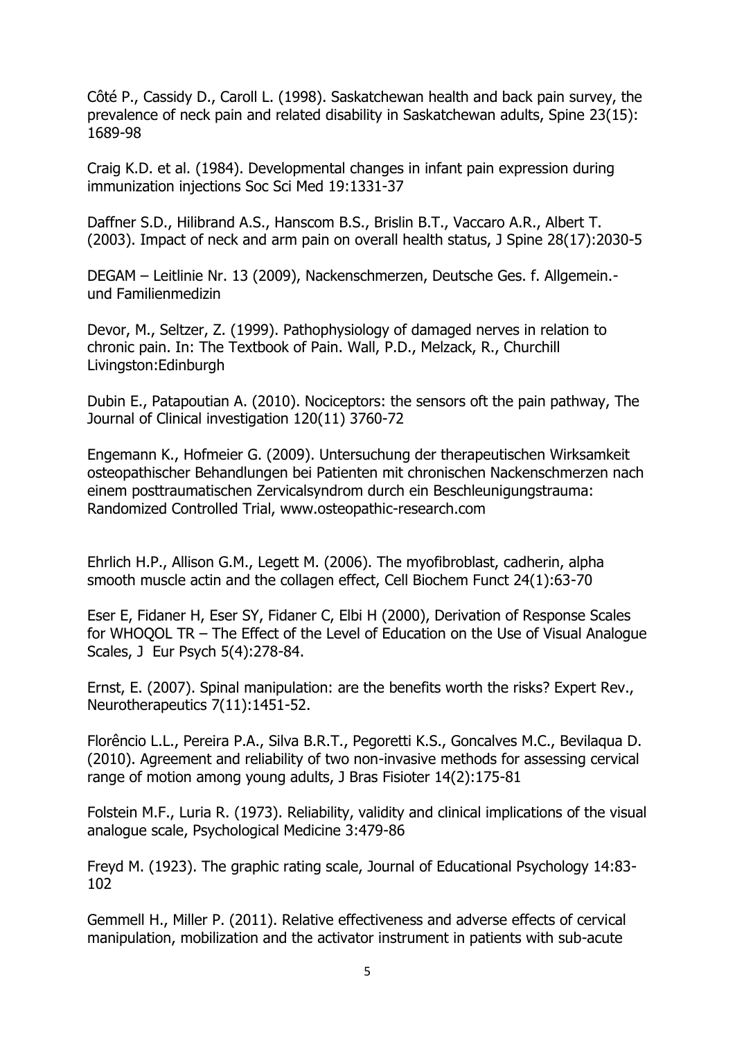Côté P., Cassidy D., Caroll L. (1998). Saskatchewan health and back pain survey, the prevalence of neck pain and related disability in Saskatchewan adults, Spine 23(15): 1689-98

Craig K.D. et al. (1984). Developmental changes in infant pain expression during immunization injections Soc Sci Med 19:1331-37

Daffner S.D., Hilibrand A.S., Hanscom B.S., Brislin B.T., Vaccaro A.R., Albert T. (2003). Impact of neck and arm pain on overall health status, J Spine 28(17):2030-5

DEGAM – Leitlinie Nr. 13 (2009), Nackenschmerzen, Deutsche Ges. f. Allgemein.- und Familienmedizin

Devor, M., Seltzer, Z. (1999). Pathophysiology of damaged nerves in relation to chronic pain. In: The Textbook of Pain. Wall, P.D., Melzack, R., Churchill Livingston:Edinburgh

Dubin E., Patapoutian A. (2010). Nociceptors: the sensors oft the pain pathway, The Journal of Clinical investigation 120(11) 3760-72

Engemann K., Hofmeier G. (2009). Untersuchung der therapeutischen Wirksamkeit osteopathischer Behandlungen bei Patienten mit chronischen Nackenschmerzen nach einem posttraumatischen Zervicalsyndrom durch ein Beschleunigungstrauma: Randomized Controlled Trial, www.osteopathic-research.com

Ehrlich H.P., Allison G.M., Legett M. (2006). The myofibroblast, cadherin, alpha smooth muscle actin and the collagen effect, Cell Biochem Funct 24(1):63-70

Eser E, Fidaner H, Eser SY, Fidaner C, Elbi H (2000), Derivation of Response Scales for WHOQOL TR – The Effect of the Level of Education on the Use of Visual Analogue Scales, J Eur Psych 5(4):278-84.

Ernst, E. (2007). Spinal manipulation: are the benefits worth the risks? Expert Rev., Neurotherapeutics 7(11):1451-52.

Florêncio L.L., Pereira P.A., Silva B.R.T., Pegoretti K.S., Goncalves M.C., Bevilaqua D. (2010). Agreement and reliability of two non-invasive methods for assessing cervical range of motion among young adults, J Bras Fisioter 14(2):175-81

Folstein M.F., Luria R. (1973). Reliability, validity and clinical implications of the visual analogue scale, Psychological Medicine 3:479-86

Freyd M. (1923). The graphic rating scale, Journal of Educational Psychology 14:83-102

Gemmell H., Miller P. (2011). Relative effectiveness and adverse effects of cervical manipulation, mobilization and the activator instrument in patients with sub-acute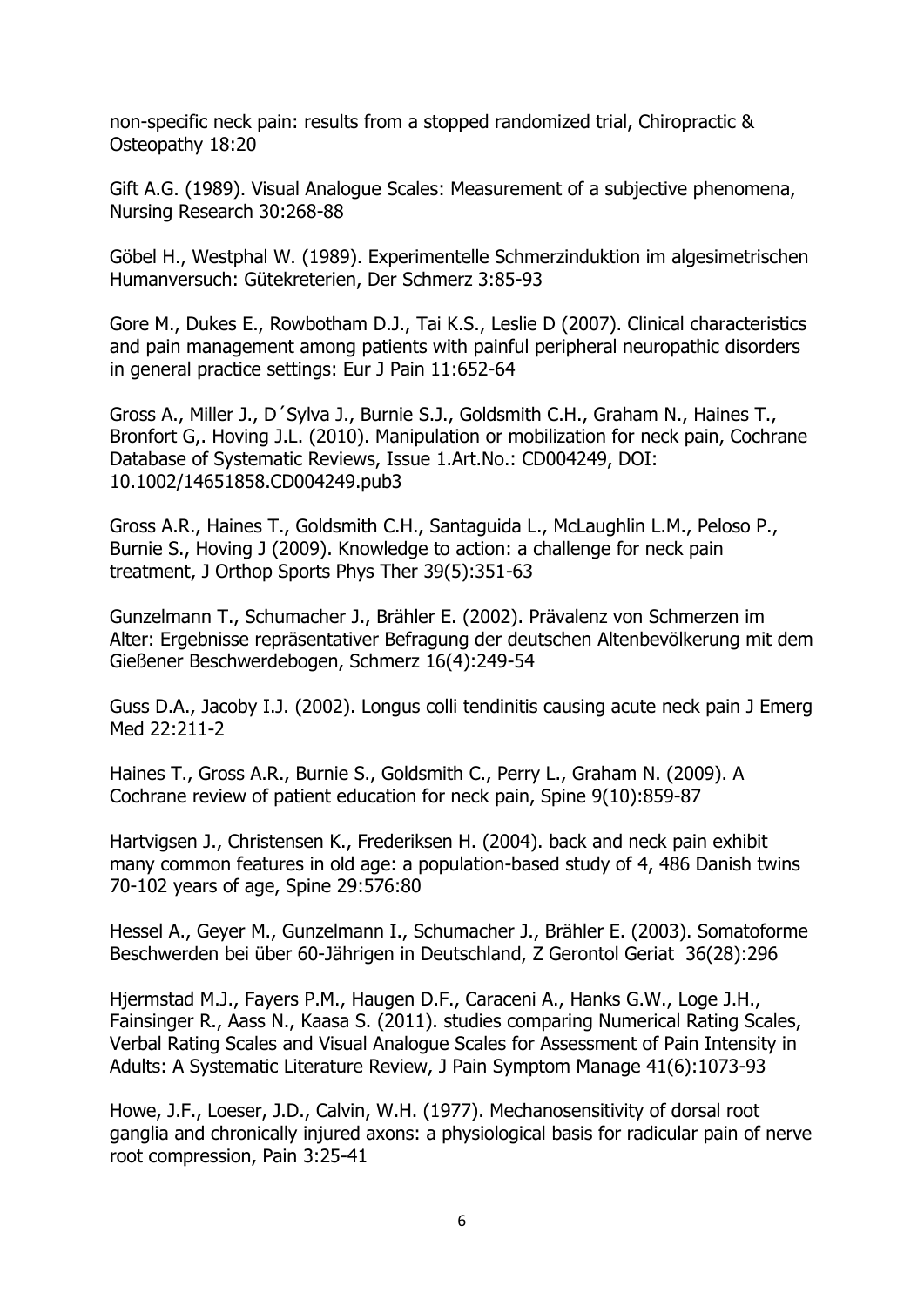non-specific neck pain: results from a stopped randomized trial, Chiropractic & Osteopathy 18:20

Gift A.G. (1989). Visual Analogue Scales: Measurement of a subjective phenomena, Nursing Research 30:268-88

Göbel H., Westphal W. (1989). Experimentelle Schmerzinduktion im algesimetrischen Humanversuch: Gütekreterien, Der Schmerz 3:85-93

Gore M., Dukes E., Rowbotham D.J., Tai K.S., Leslie D (2007). Clinical characteristics and pain management among patients with painful peripheral neuropathic disorders in general practice settings: Eur J Pain 11:652-64

Gross A., Miller J., D´Sylva J., Burnie S.J., Goldsmith C.H., Graham N., Haines T., Bronfort G,. Hoving J.L. (2010). Manipulation or mobilization for neck pain, Cochrane Database of Systematic Reviews, Issue 1.Art.No.: CD004249, DOI: 10.1002/14651858.CD004249.pub3

Gross A.R., Haines T., Goldsmith C.H., Santaguida L., McLaughlin L.M., Peloso P., Burnie S., Hoving J (2009). Knowledge to action: a challenge for neck pain treatment, J Orthop Sports Phys Ther 39(5):351-63

Gunzelmann T., Schumacher J., Brähler E. (2002). Prävalenz von Schmerzen im Alter: Ergebnisse repräsentativer Befragung der deutschen Altenbevölkerung mit dem Gießener Beschwerdebogen, Schmerz 16(4):249-54

Guss D.A., Jacoby I.J. (2002). Longus colli tendinitis causing acute neck pain J Emerg Med 22:211-2

Haines T., Gross A.R., Burnie S., Goldsmith C., Perry L., Graham N. (2009). A Cochrane review of patient education for neck pain, Spine 9(10):859-87

Hartvigsen J., Christensen K., Frederiksen H. (2004). back and neck pain exhibit many common features in old age: a population-based study of 4, 486 Danish twins 70-102 years of age, Spine 29:576:80

Hessel A., Geyer M., Gunzelmann I., Schumacher J., Brähler E. (2003). Somatoforme Beschwerden bei über 60-Jährigen in Deutschland, Z Gerontol Geriat 36(28):296

Hjermstad M.J., Fayers P.M., Haugen D.F., Caraceni A., Hanks G.W., Loge J.H., Fainsinger R., Aass N., Kaasa S. (2011). studies comparing Numerical Rating Scales, Verbal Rating Scales and Visual Analogue Scales for Assessment of Pain Intensity in Adults: A Systematic Literature Review, J Pain Symptom Manage 41(6):1073-93

Howe, J.F., Loeser, J.D., Calvin, W.H. (1977). Mechanosensitivity of dorsal root ganglia and chronically injured axons: a physiological basis for radicular pain of nerve root compression, Pain 3:25-41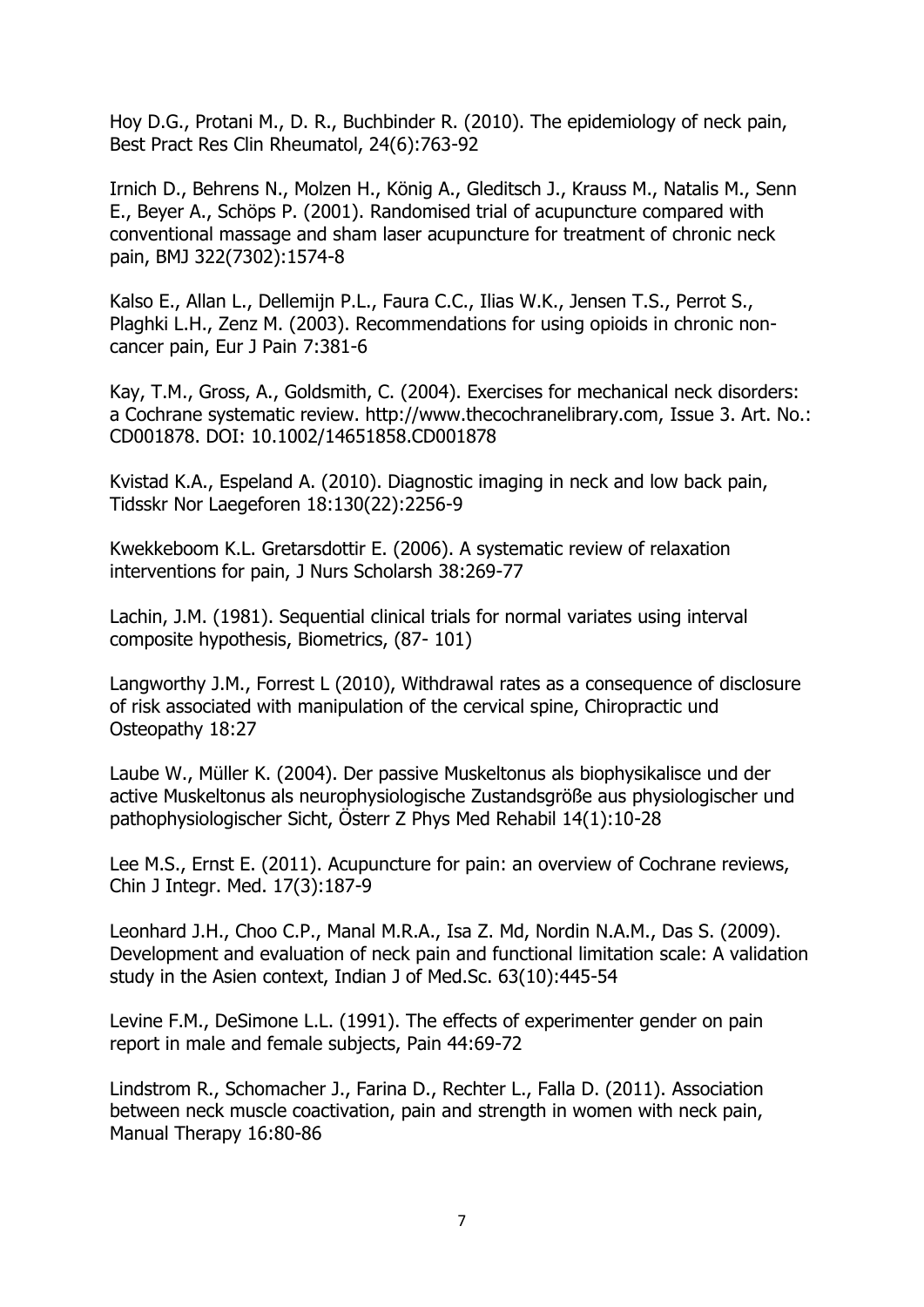Hoy D.G., Protani M., D. R., Buchbinder R. (2010). The epidemiology of neck pain, Best Pract Res Clin Rheumatol, 24(6):763-92

Irnich D., Behrens N., Molzen H., König A., Gleditsch J., Krauss M., Natalis M., Senn E., Beyer A., Schöps P. (2001). Randomised trial of acupuncture compared with conventional massage and sham laser acupuncture for treatment of chronic neck pain, BMJ 322(7302):1574-8

Kalso E., Allan L., Dellemijn P.L., Faura C.C., Ilias W.K., Jensen T.S., Perrot S., Plaghki L.H., Zenz M. (2003). Recommendations for using opioids in chronic non-cancer pain, Eur J Pain 7:381-6

Kay, T.M., Gross, A., Goldsmith, C. (2004). Exercises for mechanical neck disorders: a Cochrane systematic review. http://www.thecochranelibrary.com, Issue 3. Art. No.: CD001878. DOI: 10.1002/14651858.CD001878

Kvistad K.A., Espeland A. (2010). Diagnostic imaging in neck and low back pain, Tidsskr Nor Laegeforen 18:130(22):2256-9

Kwekkeboom K.L. Gretarsdottir E. (2006). A systematic review of relaxation interventions for pain, J Nurs Scholarsh 38:269-77

Lachin, J.M. (1981). Sequential clinical trials for normal variates using interval composite hypothesis, Biometrics, (87- 101)

Langworthy J.M., Forrest L (2010), Withdrawal rates as a consequence of disclosure of risk associated with manipulation of the cervical spine, Chiropractic und Osteopathy 18:27

Laube W., Müller K. (2004). Der passive Muskeltonus als biophysikalisce und der active Muskeltonus als neurophysiologische Zustandsgröße aus physiologischer und pathophysiologischer Sicht, Österr Z Phys Med Rehabil 14(1):10-28

Lee M.S., Ernst E. (2011). Acupuncture for pain: an overview of Cochrane reviews, Chin J Integr. Med. 17(3):187-9

Leonhard J.H., Choo C.P., Manal M.R.A., Isa Z. Md, Nordin N.A.M., Das S. (2009). Development and evaluation of neck pain and functional limitation scale: A validation study in the Asien context, Indian J of Med.Sc. 63(10):445-54

Levine F.M., DeSimone L.L. (1991). The effects of experimenter gender on pain report in male and female subjects, Pain 44:69-72

Lindstrom R., Schomacher J., Farina D., Rechter L., Falla D. (2011). Association between neck muscle coactivation, pain and strength in women with neck pain, Manual Therapy 16:80-86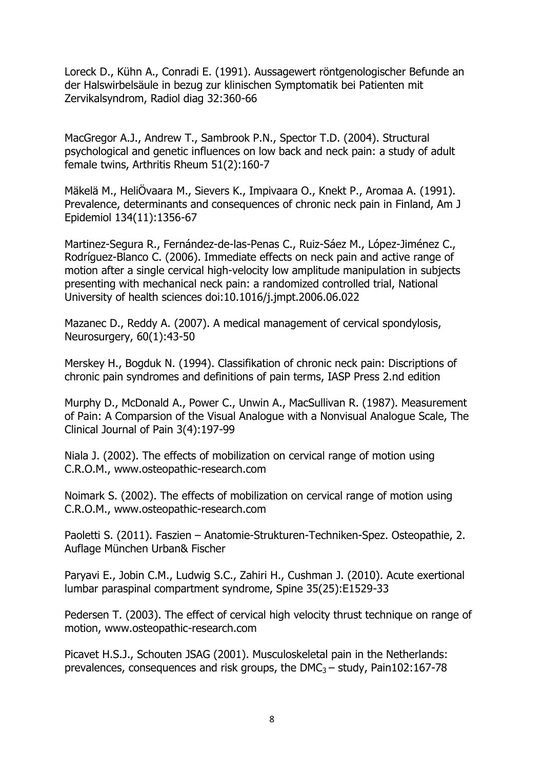Loreck D., Kühn A., Conradi E. (1991). Aussagewert röntgenologischer Befunde an der Halswirbelsäule in bezug zur klinischen Symptomatik bei Patienten mit Zervikalsyndrom, Radiol diag 32:360-66

MacGregor A.J., Andrew T., Sambrook P.N., Spector T.D. (2004). Structural psychological and genetic influences on low back and neck pain: a study of adult female twins, Arthritis Rheum 51(2):160-7

Mäkelä M., HeliÖvaara M., Sievers K., Impivaara O., Knekt P., Aromaa A. (1991). Prevalence, determinants and consequences of chronic neck pain in Finland, Am J Epidemiol 134(11):1356-67

Martinez-Segura R., Fernández-de-las-Penas C., Ruiz-Sáez M., López-Jiménez C., Rodríguez-Blanco C. (2006). Immediate effects on neck pain and active range of motion after a single cervical high-velocity low amplitude manipulation in subjects presenting with mechanical neck pain: a randomized controlled trial, National University of health sciences doi:10.1016/j.jmpt.2006.06.022

Mazanec D., Reddy A. (2007). A medical management of cervical spondylosis, Neurosurgery, 60(1):43-50

Merskey H., Bogduk N. (1994). Classifikation of chronic neck pain: Discriptions of chronic pain syndromes and definitions of pain terms, IASP Press 2.nd edition

Murphy D., McDonald A., Power C., Unwin A., MacSullivan R. (1987). Measurement of Pain: A Comparsion of the Visual Analogue with a Nonvisual Analogue Scale, The Clinical Journal of Pain 3(4):197-99

Niala J. (2002). The effects of mobilization on cervical range of motion using C.R.O.M., www.osteopathic-research.com

Noimark S. (2002). The effects of mobilization on cervical range of motion using C.R.O.M., www.osteopathic-research.com

Paoletti S. (2011). Faszien – Anatomie-Strukturen-Techniken-Spez. Osteopathie, 2. Auflage München Urban& Fischer

Paryavi E., Jobin C.M., Ludwig S.C., Zahiri H., Cushman J. (2010). Acute exertional lumbar paraspinal compartment syndrome, Spine 35(25):E1529-33

Pedersen T. (2003). The effect of cervical high velocity thrust technique on range of motion, www.osteopathic-research.com

Picavet H.S.J., Schouten JSAG (2001). Musculoskeletal pain in the Netherlands: prevalences, consequences and risk groups, the $DMC_3$ – study, Pain102:167-78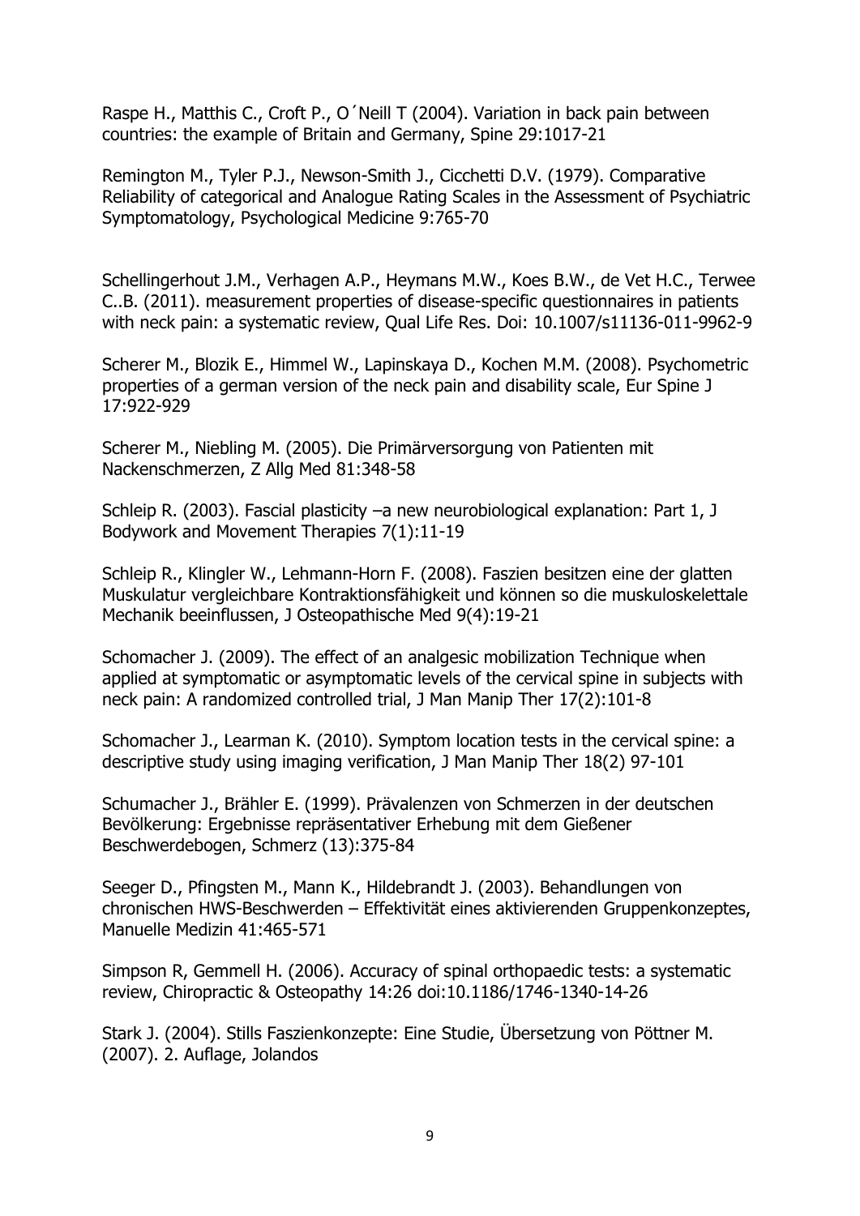Raspe H., Matthis C., Croft P., O´Neill T (2004). Variation in back pain between countries: the example of Britain and Germany, Spine 29:1017-21

Remington M., Tyler P.J., Newson-Smith J., Cicchetti D.V. (1979). Comparative Reliability of categorical and Analogue Rating Scales in the Assessment of Psychiatric Symptomatology, Psychological Medicine 9:765-70

Schellingerhout J.M., Verhagen A.P., Heymans M.W., Koes B.W., de Vet H.C., Terwee C..B. (2011). measurement properties of disease-specific questionnaires in patients with neck pain: a systematic review, Qual Life Res. Doi: 10.1007/s11136-011-9962-9

Scherer M., Blozik E., Himmel W., Lapinskaya D., Kochen M.M. (2008). Psychometric properties of a german version of the neck pain and disability scale, Eur Spine J 17:922-929

Scherer M., Niebling M. (2005). Die Primärversorgung von Patienten mit Nackenschmerzen, Z Allg Med 81:348-58

Schleip R. (2003). Fascial plasticity –a new neurobiological explanation: Part 1, J Bodywork and Movement Therapies 7(1):11-19

Schleip R., Klingler W., Lehmann-Horn F. (2008). Faszien besitzen eine der glatten Muskulatur vergleichbare Kontraktionsfähigkeit und können so die muskuloskelettale Mechanik beeinflussen, J Osteopathische Med 9(4):19-21

Schomacher J. (2009). The effect of an analgesic mobilization Technique when applied at symptomatic or asymptomatic levels of the cervical spine in subjects with neck pain: A randomized controlled trial, J Man Manip Ther 17(2):101-8

Schomacher J., Learman K. (2010). Symptom location tests in the cervical spine: a descriptive study using imaging verification, J Man Manip Ther 18(2) 97-101

Schumacher J., Brähler E. (1999). Prävalenzen von Schmerzen in der deutschen Bevölkerung: Ergebnisse repräsentativer Erhebung mit dem Gießener Beschwerdebogen, Schmerz (13):375-84

Seeger D., Pfingsten M., Mann K., Hildebrandt J. (2003). Behandlungen von chronischen HWS-Beschwerden – Effektivität eines aktivierenden Gruppenkonzeptes, Manuelle Medizin 41:465-571

Simpson R, Gemmell H. (2006). Accuracy of spinal orthopaedic tests: a systematic review, Chiropractic & Osteopathy 14:26 doi:10.1186/1746-1340-14-26

Stark J. (2004). Stills Faszienkonzepte: Eine Studie, Übersetzung von Pöttner M. (2007). 2. Auflage, Jolandos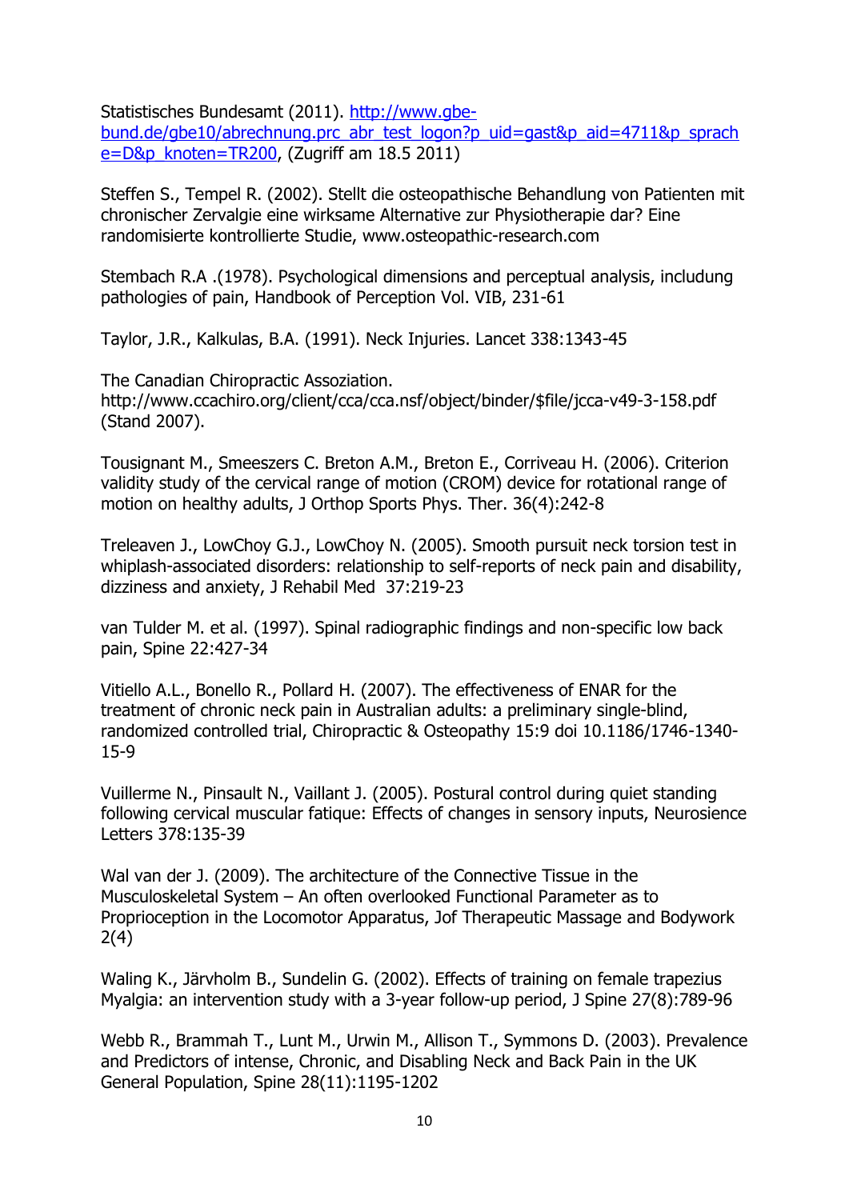Statistisches Bundesamt (2011). [http://www.gbe-bund.de/gbe10/abrechnung.prc_abr_test_logon?p_uid=gast&p_aid=4711&p_sprache=D&p_knoten=TR200](http://www.gbe-bund.de/gbe10/abrechnung.prc_abr_test_logon?p_uid=gast&p_aid=4711&p_sprache=D&p_knoten=TR200), (Zugriff am 18.5 2011)

Steffen S., Tempel R. (2002). Stellt die osteopathische Behandlung von Patienten mit chronischer Zervalgie eine wirksame Alternative zur Physiotherapie dar? Eine randomisierte kontrollierte Studie, www.osteopathic-research.com

Stembach R.A .(1978). Psychological dimensions and perceptual analysis, includung pathologies of pain, Handbook of Perception Vol. VIB, 231-61

Taylor, J.R., Kalkulas, B.A. (1991). Neck Injuries. Lancet 338:1343-45

The Canadian Chiropractic Assoziation. http://www.ccachiro.org/client/cca/cca.nsf/object/binder/$file/jcca-v49-3-158.pdf (Stand 2007).

Tousignant M., Smeeszers C. Breton A.M., Breton E., Corriveau H. (2006). Criterion validity study of the cervical range of motion (CROM) device for rotational range of motion on healthy adults, J Orthop Sports Phys. Ther. 36(4):242-8

Treleaven J., LowChoy G.J., LowChoy N. (2005). Smooth pursuit neck torsion test in whiplash-associated disorders: relationship to self-reports of neck pain and disability, dizziness and anxiety, J Rehabil Med 37:219-23

van Tulder M. et al. (1997). Spinal radiographic findings and non-specific low back pain, Spine 22:427-34

Vitiello A.L., Bonello R., Pollard H. (2007). The effectiveness of ENAR for the treatment of chronic neck pain in Australian adults: a preliminary single-blind, randomized controlled trial, Chiropractic & Osteopathy 15:9 doi 10.1186/1746-1340-15-9

Vuillerme N., Pinsault N., Vaillant J. (2005). Postural control during quiet standing following cervical muscular fatique: Effects of changes in sensory inputs, Neurosience Letters 378:135-39

Wal van der J. (2009). The architecture of the Connective Tissue in the Musculoskeletal System – An often overlooked Functional Parameter as to Proprioception in the Locomotor Apparatus, Jof Therapeutic Massage and Bodywork 2(4)

Waling K., Järvholm B., Sundelin G. (2002). Effects of training on female trapezius Myalgia: an intervention study with a 3-year follow-up period, J Spine 27(8):789-96

Webb R., Brammah T., Lunt M., Urwin M., Allison T., Symmons D. (2003). Prevalence and Predictors of intense, Chronic, and Disabling Neck and Back Pain in the UK General Population, Spine 28(11):1195-1202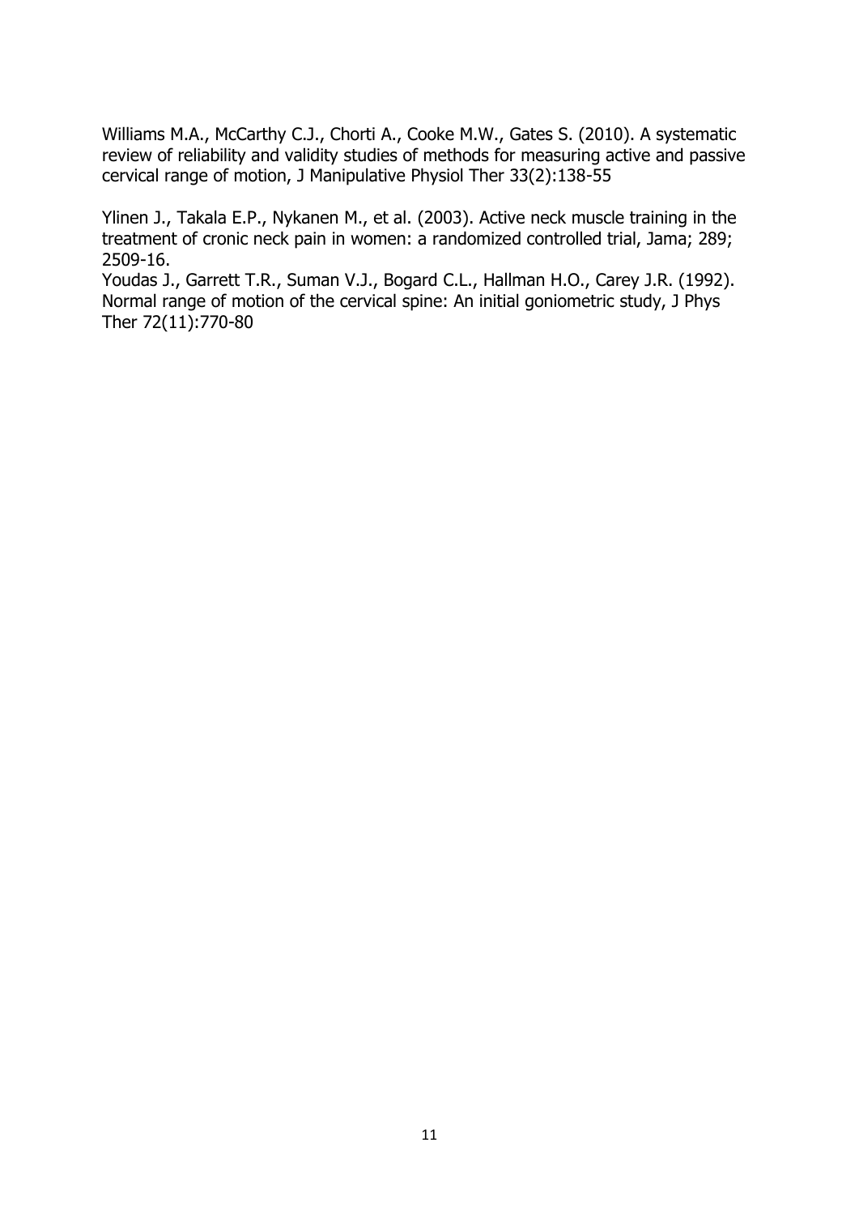Williams M.A., McCarthy C.J., Chorti A., Cooke M.W., Gates S. (2010). A systematic review of reliability and validity studies of methods for measuring active and passive cervical range of motion, J Manipulative Physiol Ther 33(2):138-55

Ylinen J., Takala E.P., Nykanen M., et al. (2003). Active neck muscle training in the treatment of cronic neck pain in women: a randomized controlled trial, Jama; 289; 2509-16.

Youdas J., Garrett T.R., Suman V.J., Bogard C.L., Hallman H.O., Carey J.R. (1992). Normal range of motion of the cervical spine: An initial goniometric study, J Phys Ther 72(11):770-80